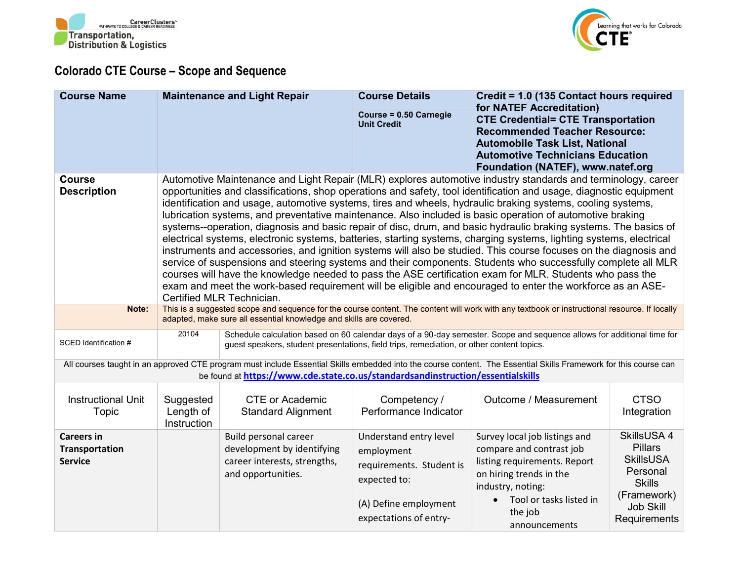# Colorado CTE Course – Scope and Sequence

| Course Name | Maintenance and Light Repair | Course Details<br><br>Course = 0.50 Carnegie Unit Credit | Credit = 1.0 (135 Contact hours required for NATEF Accreditation)<br>CTE Credential= CTE Transportation<br>Recommended Teacher Resource: Automobile Task List, National Automotive Technicians Education Foundation (NATEF), www.natef.org |
|---|---|---|---|
| **Course Description** | Automotive Maintenance and Light Repair (MLR) explores automotive industry standards and terminology, career opportunities and classifications, shop operations and safety, tool identification and usage, diagnostic equipment identification and usage, automotive systems, tires and wheels, hydraulic braking systems, cooling systems, lubrication systems, and preventative maintenance. Also included is basic operation of automotive braking systems--operation, diagnosis and basic repair of disc, drum, and basic hydraulic braking systems. The basics of electrical systems, electronic systems, batteries, starting systems, charging systems, lighting systems, electrical instruments and accessories, and ignition systems will also be studied. This course focuses on the diagnosis and service of suspensions and steering systems and their components. Students who successfully complete all MLR courses will have the knowledge needed to pass the ASE certification exam for MLR. Students who pass the exam and meet the work-based requirement will be eligible and encouraged to enter the workforce as an ASE-Certified MLR Technician. | | |
| **Note:** | This is a suggested scope and sequence for the course content. The content will work with any textbook or instructional resource. If locally adapted, make sure all essential knowledge and skills are covered. | | |
| SCED Identification # | 20104 | Schedule calculation based on 60 calendar days of a 90-day semester. Scope and sequence allows for additional time for guest speakers, student presentations, field trips, remediation, or other content topics. | |

All courses taught in an approved CTE program must include Essential Skills embedded into the course content. The Essential Skills Framework for this course can be found at https://www.cde.state.co.us/standardsandinstruction/essentialskills

| Instructional Unit Topic | Suggested Length of Instruction | CTE or Academic Standard Alignment | Competency / Performance Indicator | Outcome / Measurement | CTSO Integration |
|---|---|---|---|---|---|
| **Careers in Transportation Service** | | Build personal career development by identifying career interests, strengths, and opportunities. | Understand entry level employment requirements. Student is expected to:<br><br>(A) Define employment expectations of entry- | Survey local job listings and compare and contrast job listing requirements. Report on hiring trends in the industry, noting:<br>• Tool or tasks listed in the job announcements | SkillsUSA 4 Pillars<br>SkillsUSA Personal Skills (Framework)<br>Job Skill Requirements |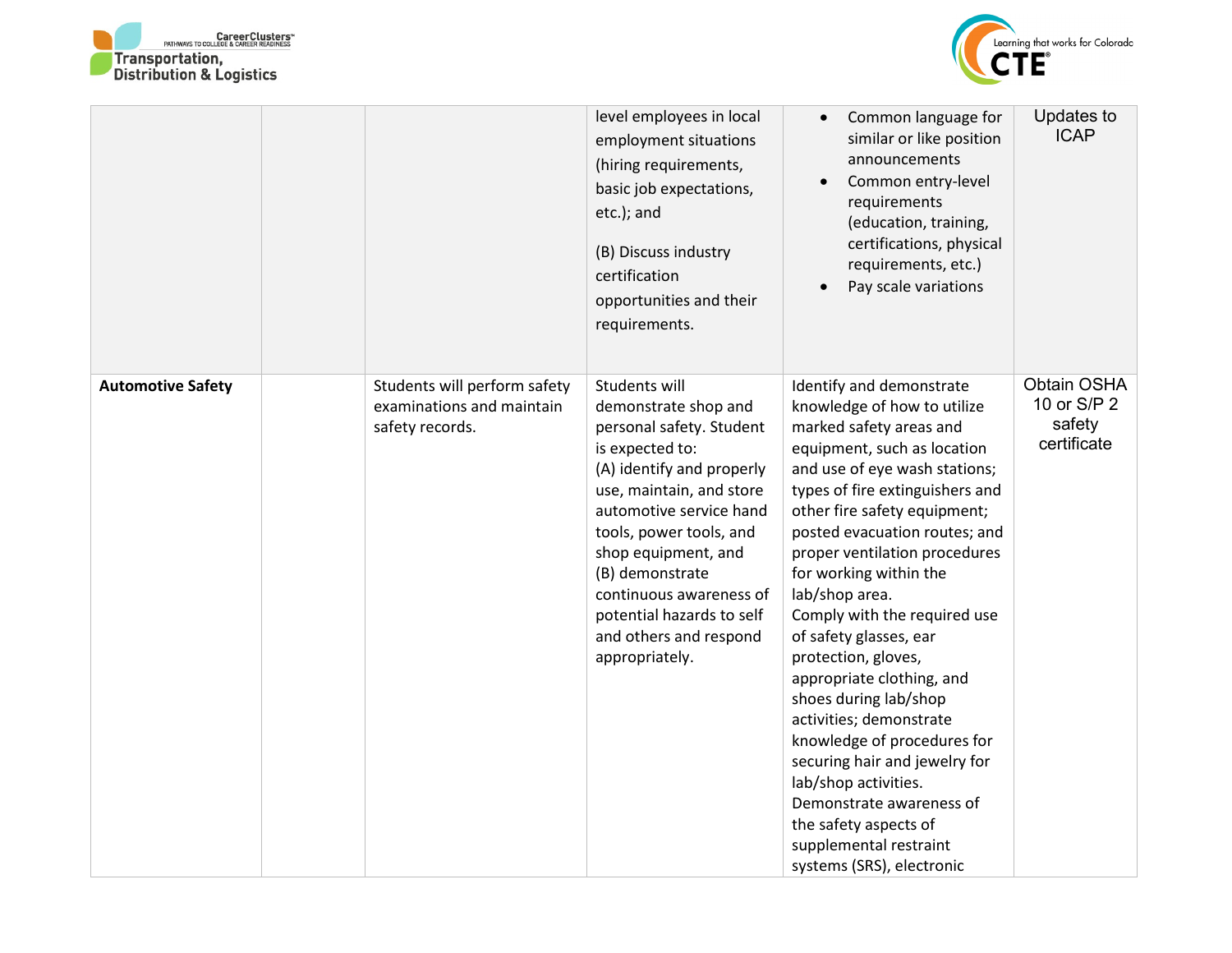| | | | | | |
|---|---|---|---|---|---|
| | | | level employees in local employment situations (hiring requirements, basic job expectations, etc.); and<br><br>(B) Discuss industry certification opportunities and their requirements. | • Common language for similar or like position announcements<br>• Common entry-level requirements (education, training, certifications, physical requirements, etc.)<br>• Pay scale variations | Updates to ICAP |
| **Automotive Safety** | | Students will perform safety examinations and maintain safety records. | Students will demonstrate shop and personal safety. Student is expected to:<br>(A) identify and properly use, maintain, and store automotive service hand tools, power tools, and shop equipment, and<br>(B) demonstrate continuous awareness of potential hazards to self and others and respond appropriately. | Identify and demonstrate knowledge of how to utilize marked safety areas and equipment, such as location and use of eye wash stations; types of fire extinguishers and other fire safety equipment; posted evacuation routes; and proper ventilation procedures for working within the lab/shop area.<br>Comply with the required use of safety glasses, ear protection, gloves, appropriate clothing, and shoes during lab/shop activities; demonstrate knowledge of procedures for securing hair and jewelry for lab/shop activities.<br>Demonstrate awareness of the safety aspects of supplemental restraint systems (SRS), electronic | Obtain OSHA 10 or S/P 2 safety certificate |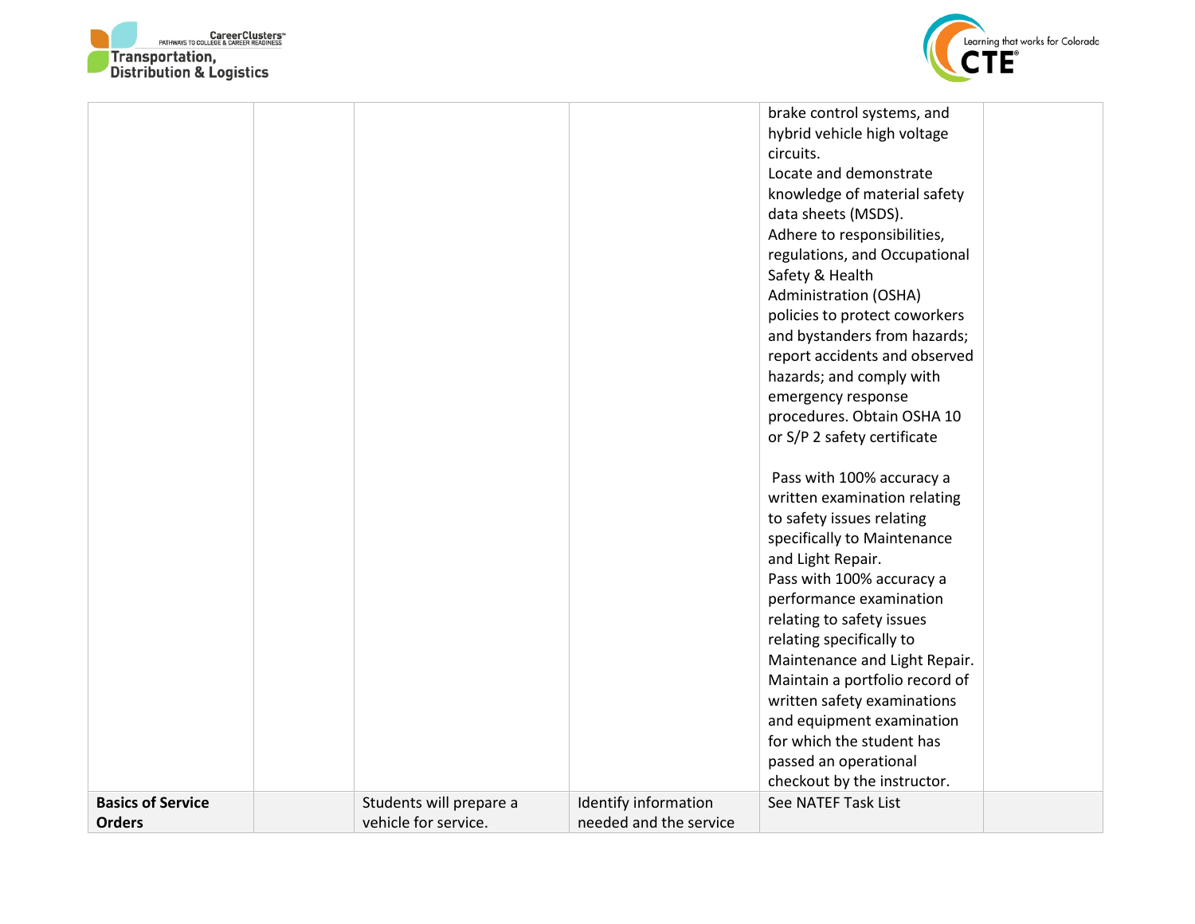| | | | | | |
|---|---|---|---|---|---|
| | | | | brake control systems, and hybrid vehicle high voltage circuits.<br>Locate and demonstrate knowledge of material safety data sheets (MSDS).<br>Adhere to responsibilities, regulations, and Occupational Safety & Health Administration (OSHA) policies to protect coworkers and bystanders from hazards; report accidents and observed hazards; and comply with emergency response procedures. Obtain OSHA 10 or S/P 2 safety certificate<br><br>Pass with 100% accuracy a written examination relating to safety issues relating specifically to Maintenance and Light Repair.<br>Pass with 100% accuracy a performance examination relating to safety issues relating specifically to Maintenance and Light Repair.<br>Maintain a portfolio record of written safety examinations and equipment examination for which the student has passed an operational checkout by the instructor. | |
| **Basics of Service Orders** | | Students will prepare a vehicle for service. | Identify information needed and the service | See NATEF Task List | |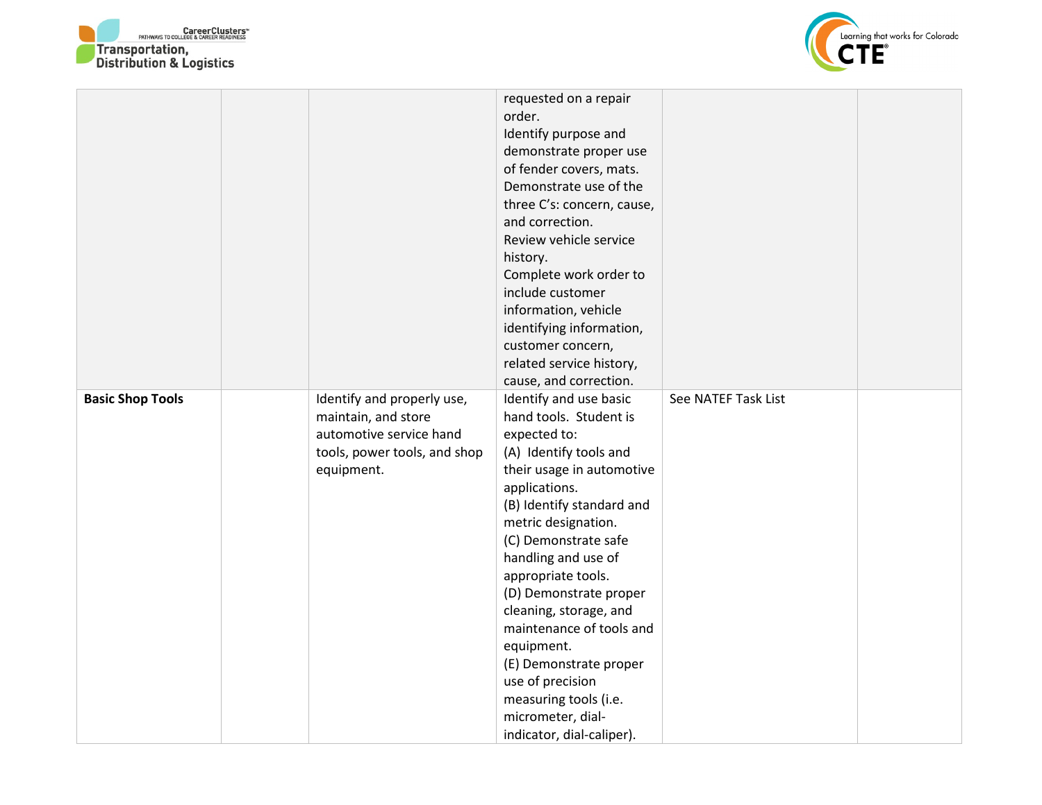| | | | | | |
|---|---|---|---|---|---|
| | | | requested on a repair order.<br>Identify purpose and demonstrate proper use of fender covers, mats.<br>Demonstrate use of the three C's: concern, cause, and correction.<br>Review vehicle service history.<br>Complete work order to include customer information, vehicle identifying information, customer concern, related service history, cause, and correction. | | |
| **Basic Shop Tools** | | Identify and properly use, maintain, and store automotive service hand tools, power tools, and shop equipment. | Identify and use basic hand tools. Student is expected to:<br>(A) Identify tools and their usage in automotive applications.<br>(B) Identify standard and metric designation.<br>(C) Demonstrate safe handling and use of appropriate tools.<br>(D) Demonstrate proper cleaning, storage, and maintenance of tools and equipment.<br>(E) Demonstrate proper use of precision measuring tools (i.e. micrometer, dial-indicator, dial-caliper). | See NATEF Task List | |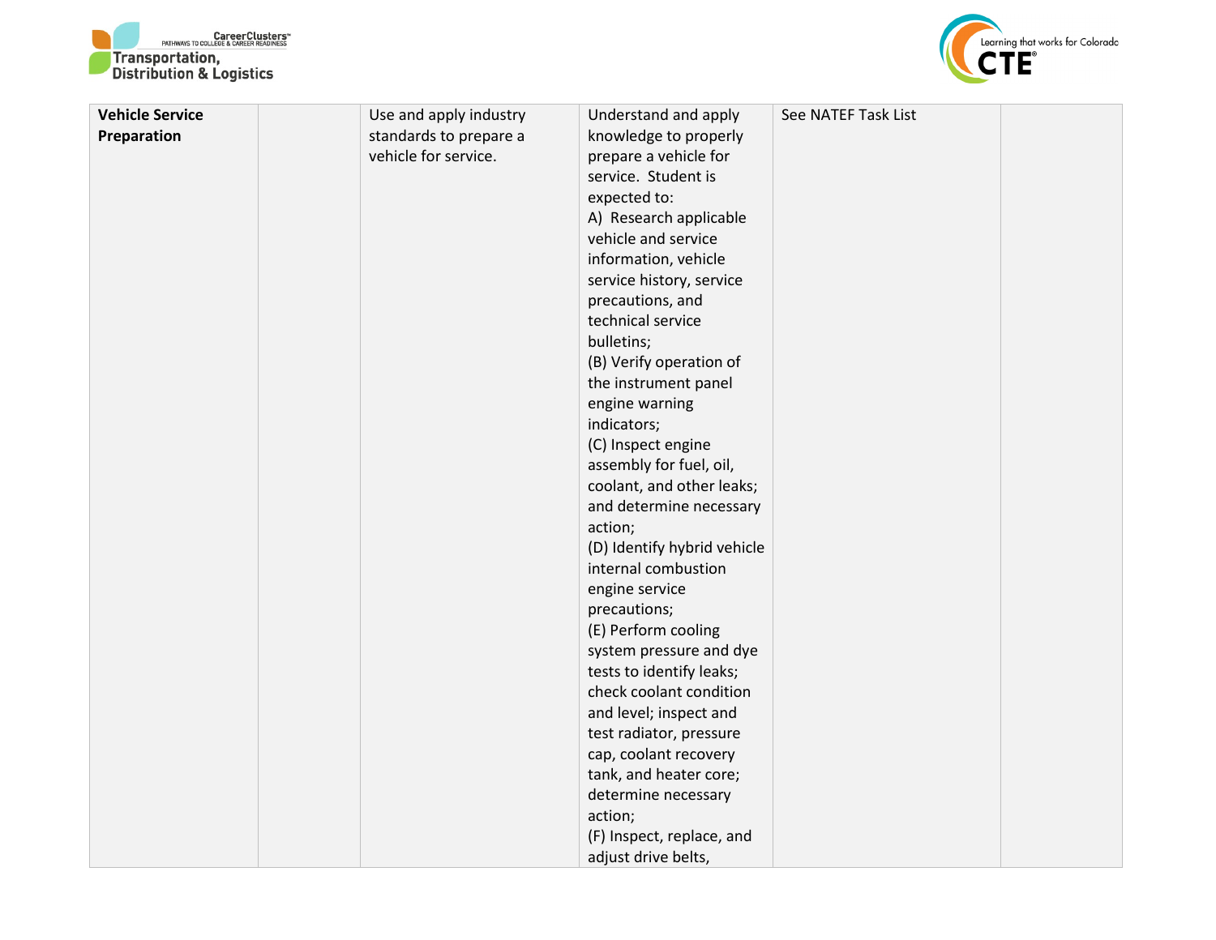| | | | | | |
|---|---|---|---|---|---|
| **Vehicle Service Preparation** | | Use and apply industry standards to prepare a vehicle for service. | Understand and apply knowledge to properly prepare a vehicle for service. Student is expected to:<br>A) Research applicable vehicle and service information, vehicle service history, service precautions, and technical service bulletins;<br>(B) Verify operation of the instrument panel engine warning indicators;<br>(C) Inspect engine assembly for fuel, oil, coolant, and other leaks; and determine necessary action;<br>(D) Identify hybrid vehicle internal combustion engine service precautions;<br>(E) Perform cooling system pressure and dye tests to identify leaks; check coolant condition and level; inspect and test radiator, pressure cap, coolant recovery tank, and heater core; determine necessary action;<br>(F) Inspect, replace, and adjust drive belts, | See NATEF Task List | |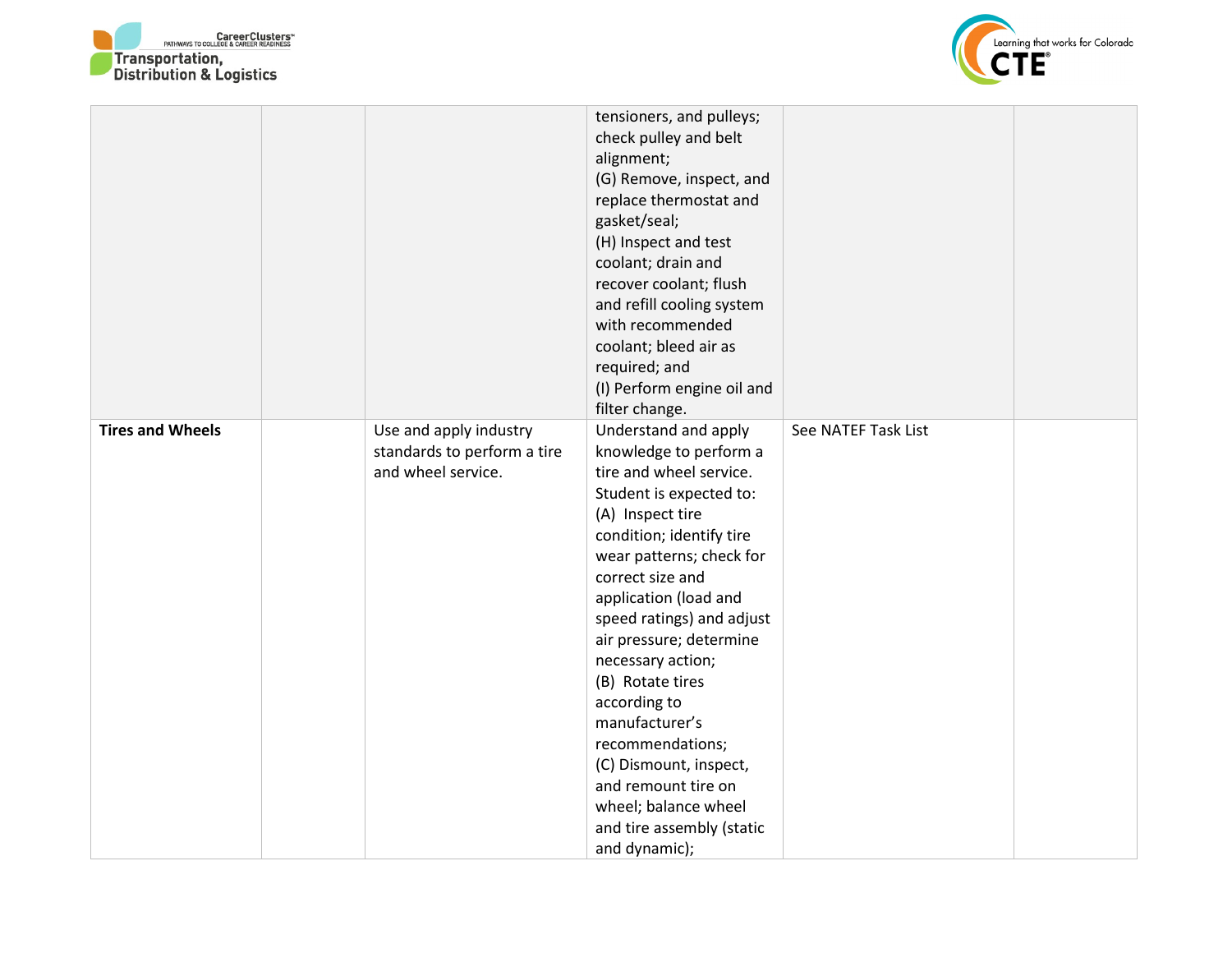| | | | | | |
|---|---|---|---|---|---|
| | | | tensioners, and pulleys; check pulley and belt alignment;<br>(G) Remove, inspect, and replace thermostat and gasket/seal;<br>(H) Inspect and test coolant; drain and recover coolant; flush and refill cooling system with recommended coolant; bleed air as required; and<br>(I) Perform engine oil and filter change. | | |
| **Tires and Wheels** | | Use and apply industry standards to perform a tire and wheel service. | Understand and apply knowledge to perform a tire and wheel service. Student is expected to:<br>(A) Inspect tire condition; identify tire wear patterns; check for correct size and application (load and speed ratings) and adjust air pressure; determine necessary action;<br>(B) Rotate tires according to manufacturer's recommendations;<br>(C) Dismount, inspect, and remount tire on wheel; balance wheel and tire assembly (static and dynamic); | See NATEF Task List | |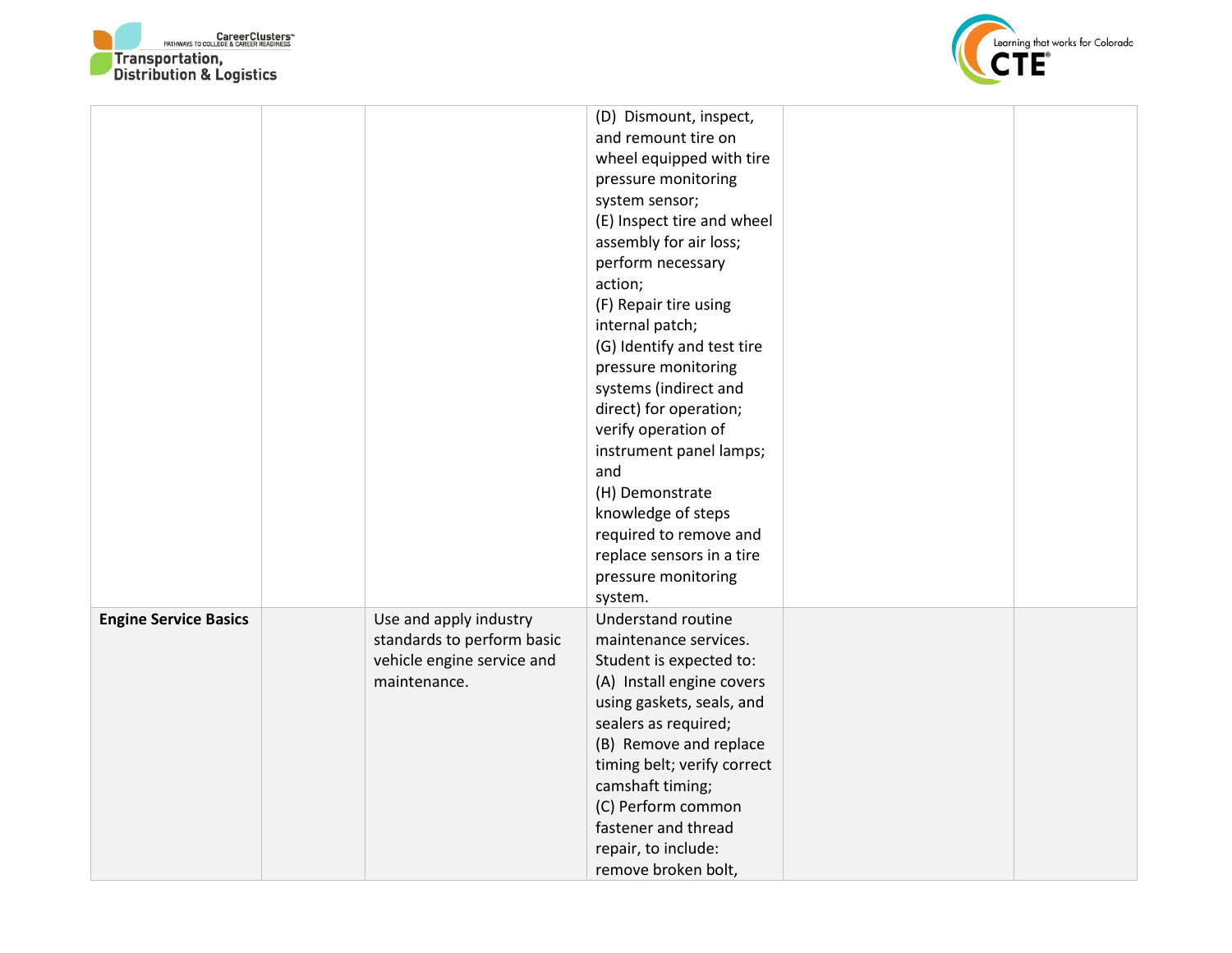| | | | | | |
|---|---|---|---|---|---|
| | | | (D) Dismount, inspect, and remount tire on wheel equipped with tire pressure monitoring system sensor;<br>(E) Inspect tire and wheel assembly for air loss; perform necessary action;<br>(F) Repair tire using internal patch;<br>(G) Identify and test tire pressure monitoring systems (indirect and direct) for operation; verify operation of instrument panel lamps; and<br>(H) Demonstrate knowledge of steps required to remove and replace sensors in a tire pressure monitoring system. | | |
| **Engine Service Basics** | | Use and apply industry standards to perform basic vehicle engine service and maintenance. | Understand routine maintenance services. Student is expected to:<br>(A) Install engine covers using gaskets, seals, and sealers as required;<br>(B) Remove and replace timing belt; verify correct camshaft timing;<br>(C) Perform common fastener and thread repair, to include: remove broken bolt, | | |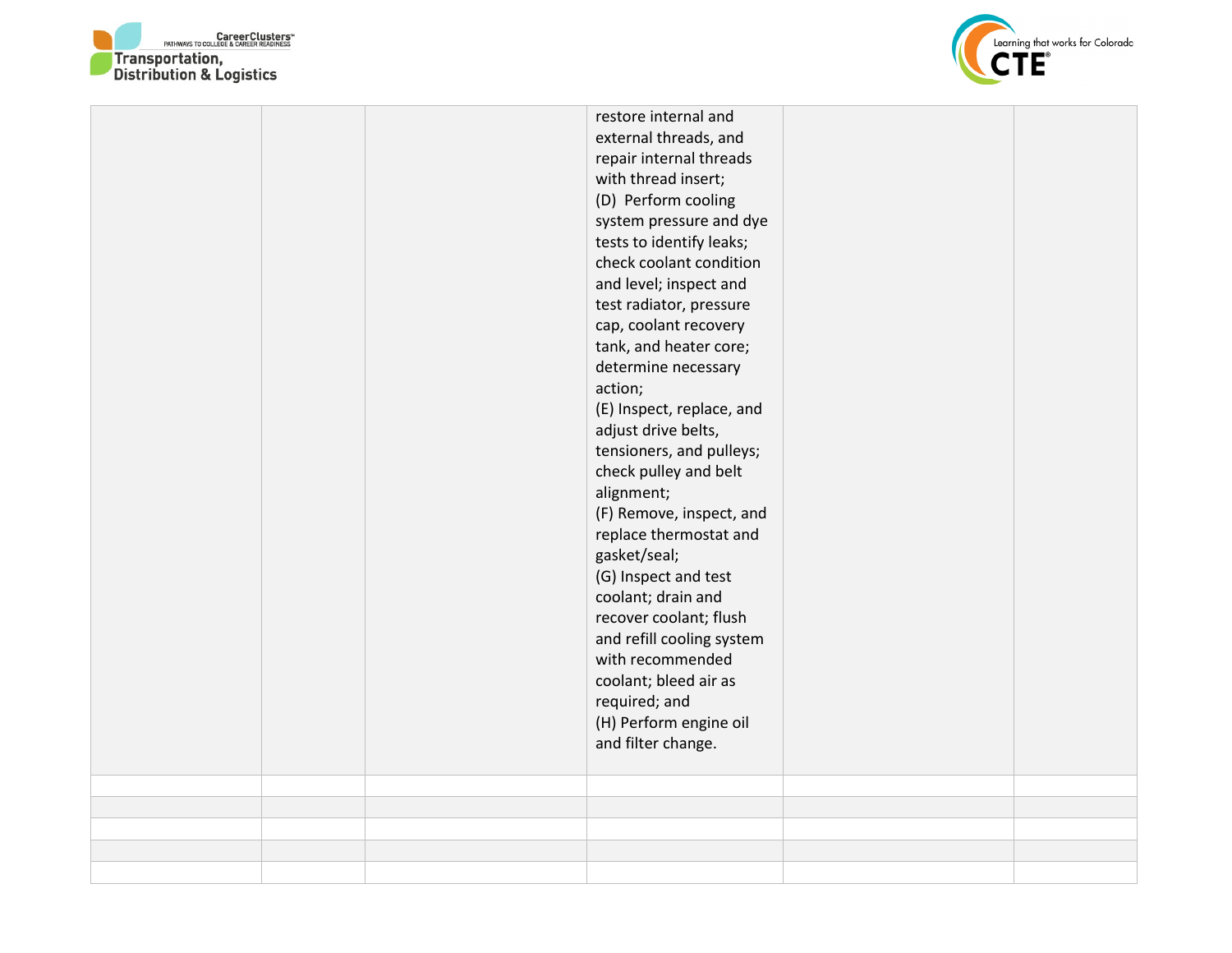| | | | | | |
|---|---|---|---|---|---|
| | | | restore internal and external threads, and repair internal threads with thread insert;<br>(D) Perform cooling system pressure and dye tests to identify leaks; check coolant condition and level; inspect and test radiator, pressure cap, coolant recovery tank, and heater core; determine necessary action;<br>(E) Inspect, replace, and adjust drive belts, tensioners, and pulleys; check pulley and belt alignment;<br>(F) Remove, inspect, and replace thermostat and gasket/seal;<br>(G) Inspect and test coolant; drain and recover coolant; flush and refill cooling system with recommended coolant; bleed air as required; and<br>(H) Perform engine oil and filter change. | | |
| | | | | | |
| | | | | | |
| | | | | | |
| | | | | | |
| | | | | | |